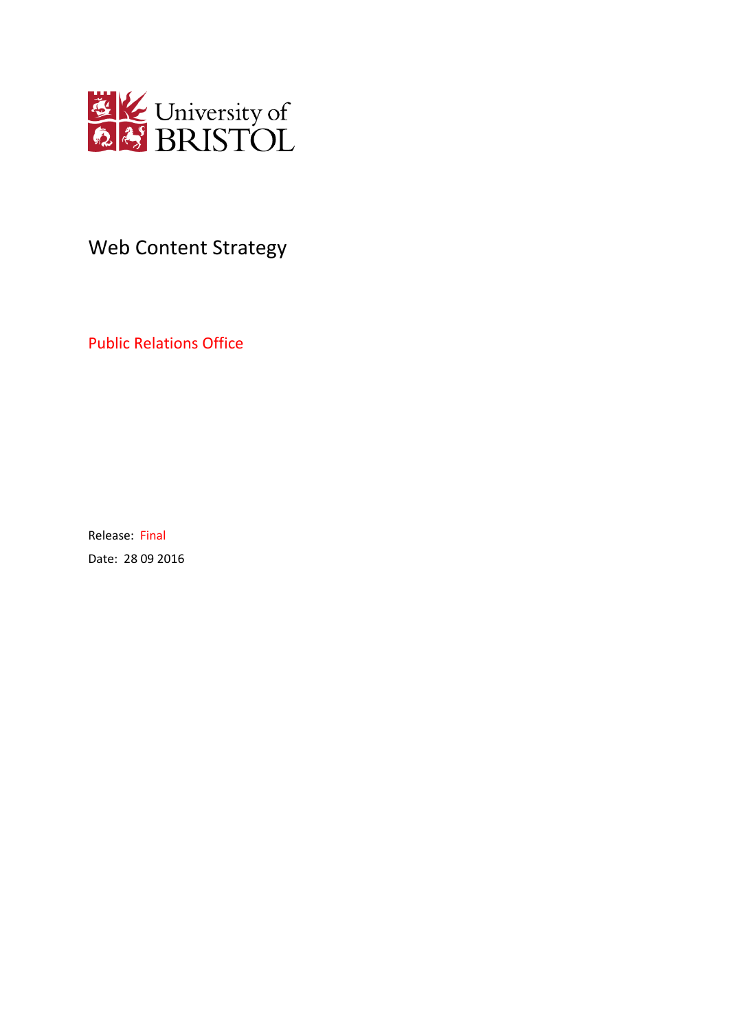University of BRISTOL

# Web Content Strategy

Public Relations Office

Release: Final

Date: 28 09 2016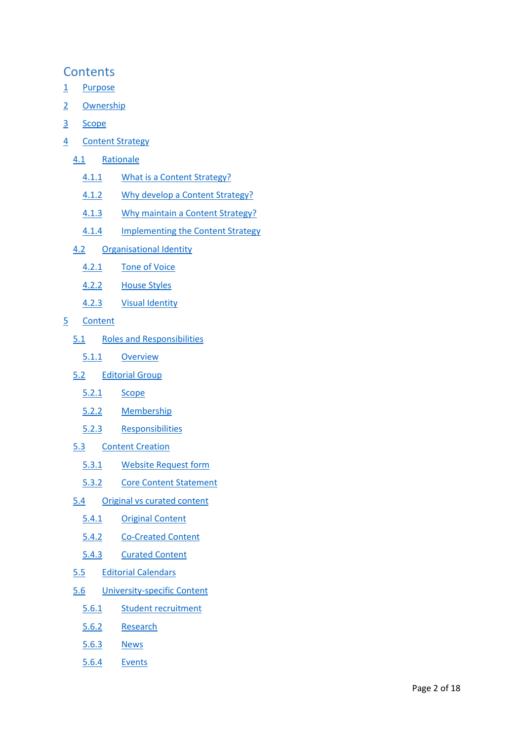# Contents

1 Purpose

2 Ownership

3 Scope

4 Content Strategy

- 4.1 Rationale
  - 4.1.1 What is a Content Strategy?
  - 4.1.2 Why develop a Content Strategy?
  - 4.1.3 Why maintain a Content Strategy?
  - 4.1.4 Implementing the Content Strategy
- 4.2 Organisational Identity
  - 4.2.1 Tone of Voice
  - 4.2.2 House Styles
  - 4.2.3 Visual Identity

5 Content

- 5.1 Roles and Responsibilities
  - 5.1.1 Overview
- 5.2 Editorial Group
  - 5.2.1 Scope
  - 5.2.2 Membership
  - 5.2.3 Responsibilities
- 5.3 Content Creation
  - 5.3.1 Website Request form
  - 5.3.2 Core Content Statement
- 5.4 Original vs curated content
  - 5.4.1 Original Content
  - 5.4.2 Co-Created Content
  - 5.4.3 Curated Content
- 5.5 Editorial Calendars
- 5.6 University-specific Content
  - 5.6.1 Student recruitment
  - 5.6.2 Research
  - 5.6.3 News
  - 5.6.4 Events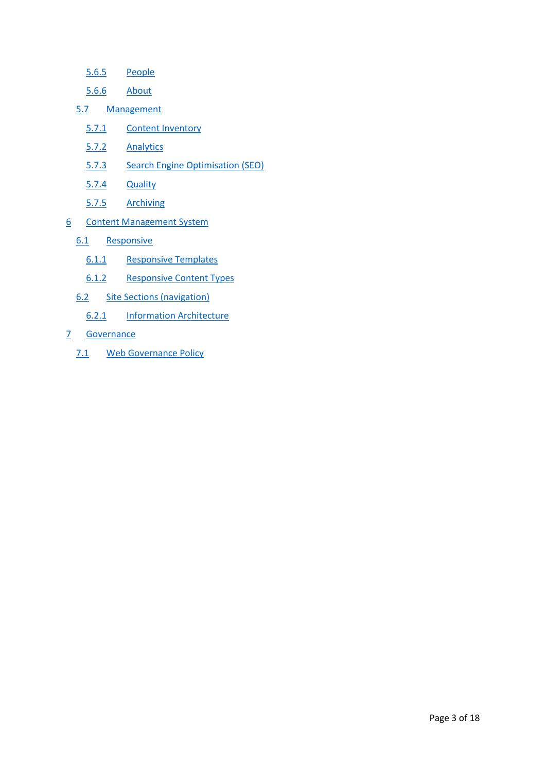- 5.6.5 People
- 5.6.6 About
- 5.7 Management
  - 5.7.1 Content Inventory
  - 5.7.2 Analytics
  - 5.7.3 Search Engine Optimisation (SEO)
  - 5.7.4 Quality
  - 5.7.5 Archiving
- 6 Content Management System
  - 6.1 Responsive
    - 6.1.1 Responsive Templates
    - 6.1.2 Responsive Content Types
  - 6.2 Site Sections (navigation)
    - 6.2.1 Information Architecture
- 7 Governance
  - 7.1 Web Governance Policy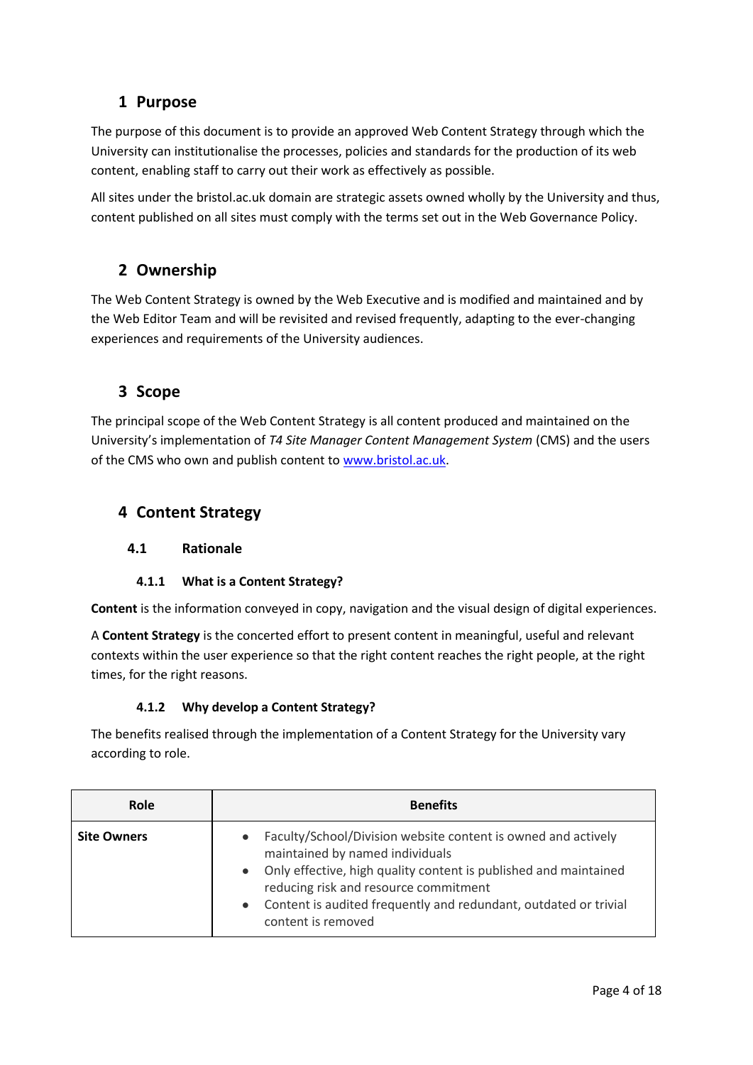# 1 Purpose

The purpose of this document is to provide an approved Web Content Strategy through which the University can institutionalise the processes, policies and standards for the production of its web content, enabling staff to carry out their work as effectively as possible.

All sites under the bristol.ac.uk domain are strategic assets owned wholly by the University and thus, content published on all sites must comply with the terms set out in the Web Governance Policy.

# 2 Ownership

The Web Content Strategy is owned by the Web Executive and is modified and maintained and by the Web Editor Team and will be revisited and revised frequently, adapting to the ever-changing experiences and requirements of the University audiences.

# 3 Scope

The principal scope of the Web Content Strategy is all content produced and maintained on the University's implementation of *T4 Site Manager Content Management System* (CMS) and the users of the CMS who own and publish content to [www.bristol.ac.uk](www.bristol.ac.uk).

# 4 Content Strategy

## 4.1 Rationale

### 4.1.1 What is a Content Strategy?

**Content** is the information conveyed in copy, navigation and the visual design of digital experiences.

A **Content Strategy** is the concerted effort to present content in meaningful, useful and relevant contexts within the user experience so that the right content reaches the right people, at the right times, for the right reasons.

### 4.1.2 Why develop a Content Strategy?

The benefits realised through the implementation of a Content Strategy for the University vary according to role.

| Role | Benefits |
|---|---|
| **Site Owners** | • Faculty/School/Division website content is owned and actively maintained by named individuals<br>• Only effective, high quality content is published and maintained reducing risk and resource commitment<br>• Content is audited frequently and redundant, outdated or trivial content is removed |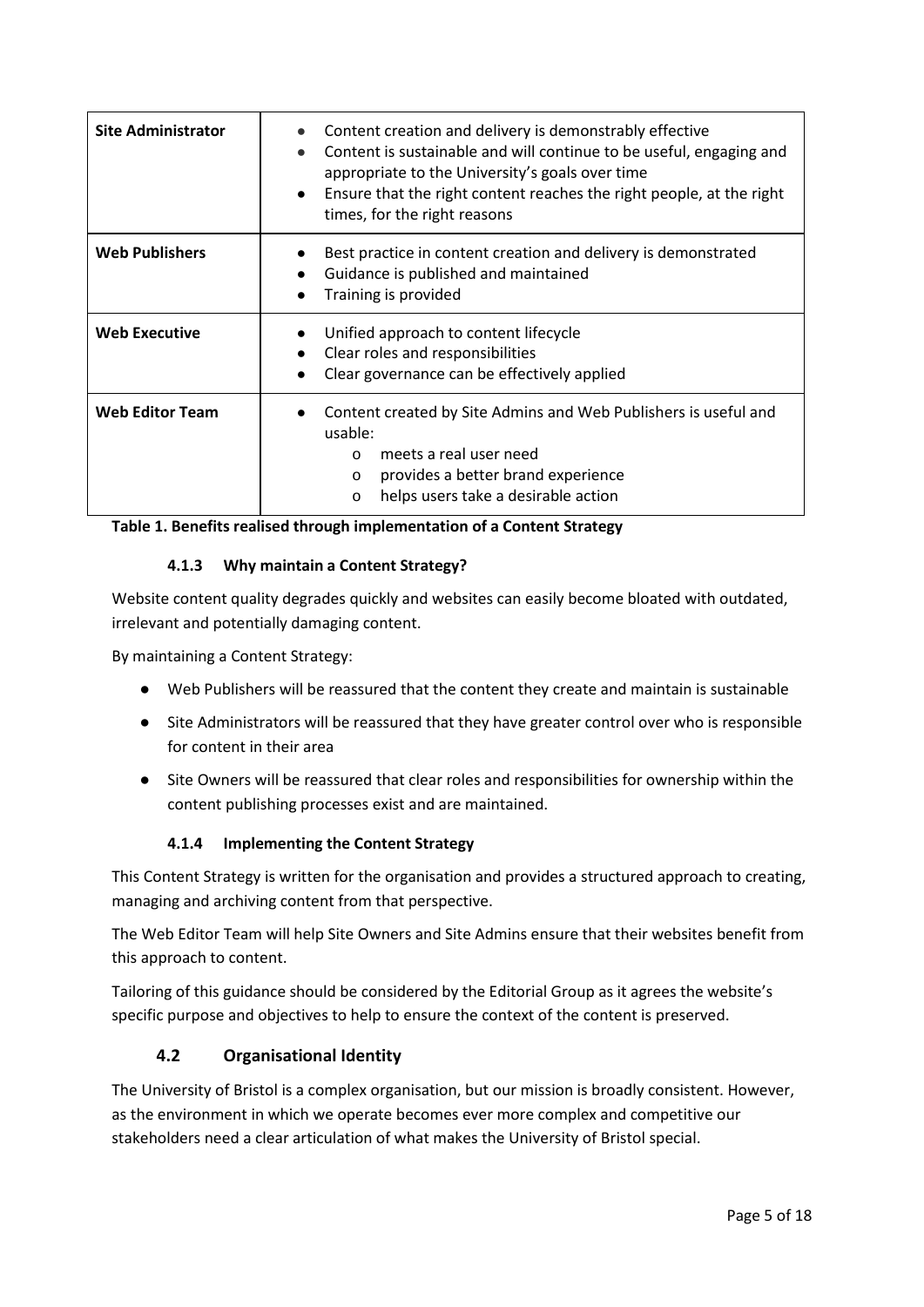| Site Administrator | • Content creation and delivery is demonstrably effective<br>• Content is sustainable and will continue to be useful, engaging and appropriate to the University's goals over time<br>• Ensure that the right content reaches the right people, at the right times, for the right reasons |
|---|---|
| **Web Publishers** | • Best practice in content creation and delivery is demonstrated<br>• Guidance is published and maintained<br>• Training is provided |
| **Web Executive** | • Unified approach to content lifecycle<br>• Clear roles and responsibilities<br>• Clear governance can be effectively applied |
| **Web Editor Team** | • Content created by Site Admins and Web Publishers is useful and usable:<br>  o meets a real user need<br>  o provides a better brand experience<br>  o helps users take a desirable action |

**Table 1. Benefits realised through implementation of a Content Strategy**

#### 4.1.3 Why maintain a Content Strategy?

Website content quality degrades quickly and websites can easily become bloated with outdated, irrelevant and potentially damaging content.

By maintaining a Content Strategy:

- Web Publishers will be reassured that the content they create and maintain is sustainable
- Site Administrators will be reassured that they have greater control over who is responsible for content in their area
- Site Owners will be reassured that clear roles and responsibilities for ownership within the content publishing processes exist and are maintained.

#### 4.1.4 Implementing the Content Strategy

This Content Strategy is written for the organisation and provides a structured approach to creating, managing and archiving content from that perspective.

The Web Editor Team will help Site Owners and Site Admins ensure that their websites benefit from this approach to content.

Tailoring of this guidance should be considered by the Editorial Group as it agrees the website's specific purpose and objectives to help to ensure the context of the content is preserved.

### 4.2 Organisational Identity

The University of Bristol is a complex organisation, but our mission is broadly consistent. However, as the environment in which we operate becomes ever more complex and competitive our stakeholders need a clear articulation of what makes the University of Bristol special.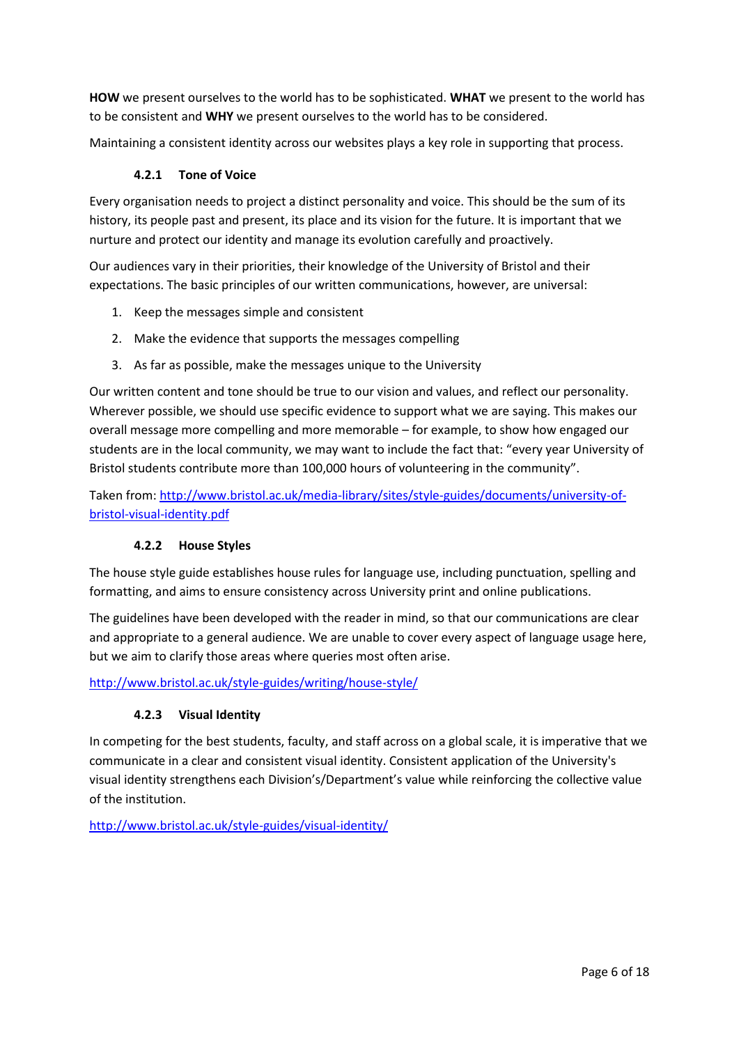**HOW** we present ourselves to the world has to be sophisticated. **WHAT** we present to the world has to be consistent and **WHY** we present ourselves to the world has to be considered.

Maintaining a consistent identity across our websites plays a key role in supporting that process.

#### 4.2.1 Tone of Voice

Every organisation needs to project a distinct personality and voice. This should be the sum of its history, its people past and present, its place and its vision for the future. It is important that we nurture and protect our identity and manage its evolution carefully and proactively.

Our audiences vary in their priorities, their knowledge of the University of Bristol and their expectations. The basic principles of our written communications, however, are universal:

1. Keep the messages simple and consistent
2. Make the evidence that supports the messages compelling
3. As far as possible, make the messages unique to the University

Our written content and tone should be true to our vision and values, and reflect our personality. Wherever possible, we should use specific evidence to support what we are saying. This makes our overall message more compelling and more memorable – for example, to show how engaged our students are in the local community, we may want to include the fact that: "every year University of Bristol students contribute more than 100,000 hours of volunteering in the community".

Taken from: http://www.bristol.ac.uk/media-library/sites/style-guides/documents/university-of-bristol-visual-identity.pdf

#### 4.2.2 House Styles

The house style guide establishes house rules for language use, including punctuation, spelling and formatting, and aims to ensure consistency across University print and online publications.

The guidelines have been developed with the reader in mind, so that our communications are clear and appropriate to a general audience. We are unable to cover every aspect of language usage here, but we aim to clarify those areas where queries most often arise.

http://www.bristol.ac.uk/style-guides/writing/house-style/

#### 4.2.3 Visual Identity

In competing for the best students, faculty, and staff across on a global scale, it is imperative that we communicate in a clear and consistent visual identity. Consistent application of the University's visual identity strengthens each Division's/Department's value while reinforcing the collective value of the institution.

http://www.bristol.ac.uk/style-guides/visual-identity/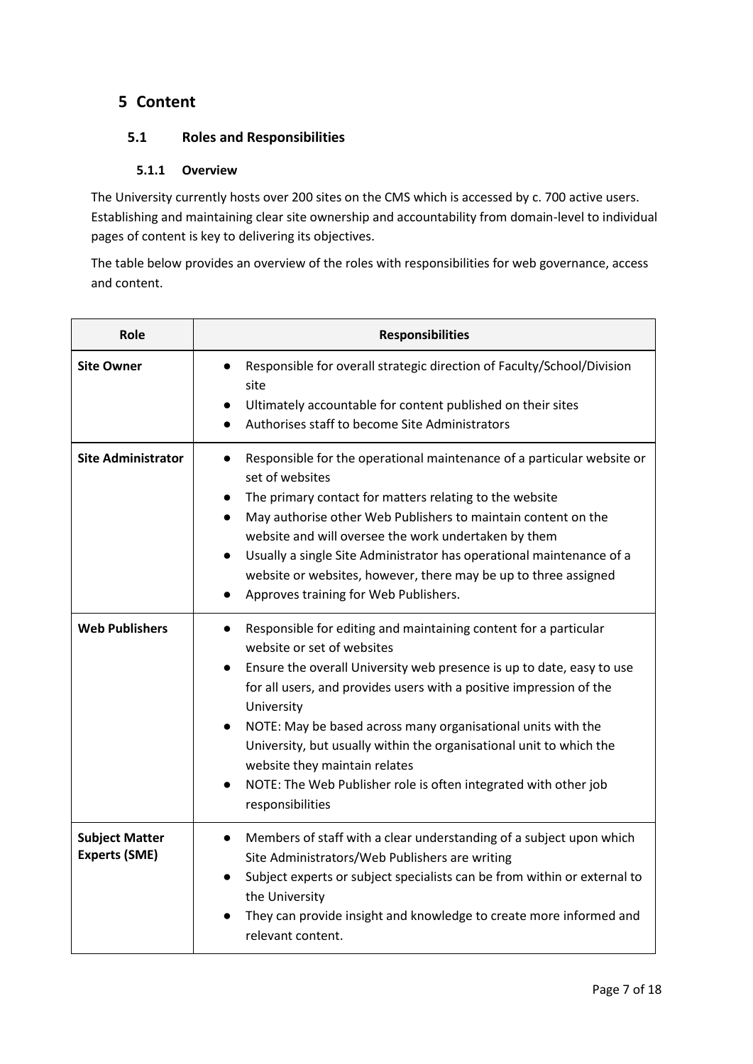# 5 Content

## 5.1 Roles and Responsibilities

### 5.1.1 Overview

The University currently hosts over 200 sites on the CMS which is accessed by c. 700 active users. Establishing and maintaining clear site ownership and accountability from domain-level to individual pages of content is key to delivering its objectives.

The table below provides an overview of the roles with responsibilities for web governance, access and content.

| Role | Responsibilities |
|---|---|
| **Site Owner** | ● Responsible for overall strategic direction of Faculty/School/Division site<br>● Ultimately accountable for content published on their sites<br>● Authorises staff to become Site Administrators |
| **Site Administrator** | ● Responsible for the operational maintenance of a particular website or set of websites<br>● The primary contact for matters relating to the website<br>● May authorise other Web Publishers to maintain content on the website and will oversee the work undertaken by them<br>● Usually a single Site Administrator has operational maintenance of a website or websites, however, there may be up to three assigned<br>● Approves training for Web Publishers. |
| **Web Publishers** | ● Responsible for editing and maintaining content for a particular website or set of websites<br>● Ensure the overall University web presence is up to date, easy to use for all users, and provides users with a positive impression of the University<br>● NOTE: May be based across many organisational units with the University, but usually within the organisational unit to which the website they maintain relates<br>● NOTE: The Web Publisher role is often integrated with other job responsibilities |
| **Subject Matter Experts (SME)** | ● Members of staff with a clear understanding of a subject upon which Site Administrators/Web Publishers are writing<br>● Subject experts or subject specialists can be from within or external to the University<br>● They can provide insight and knowledge to create more informed and relevant content. |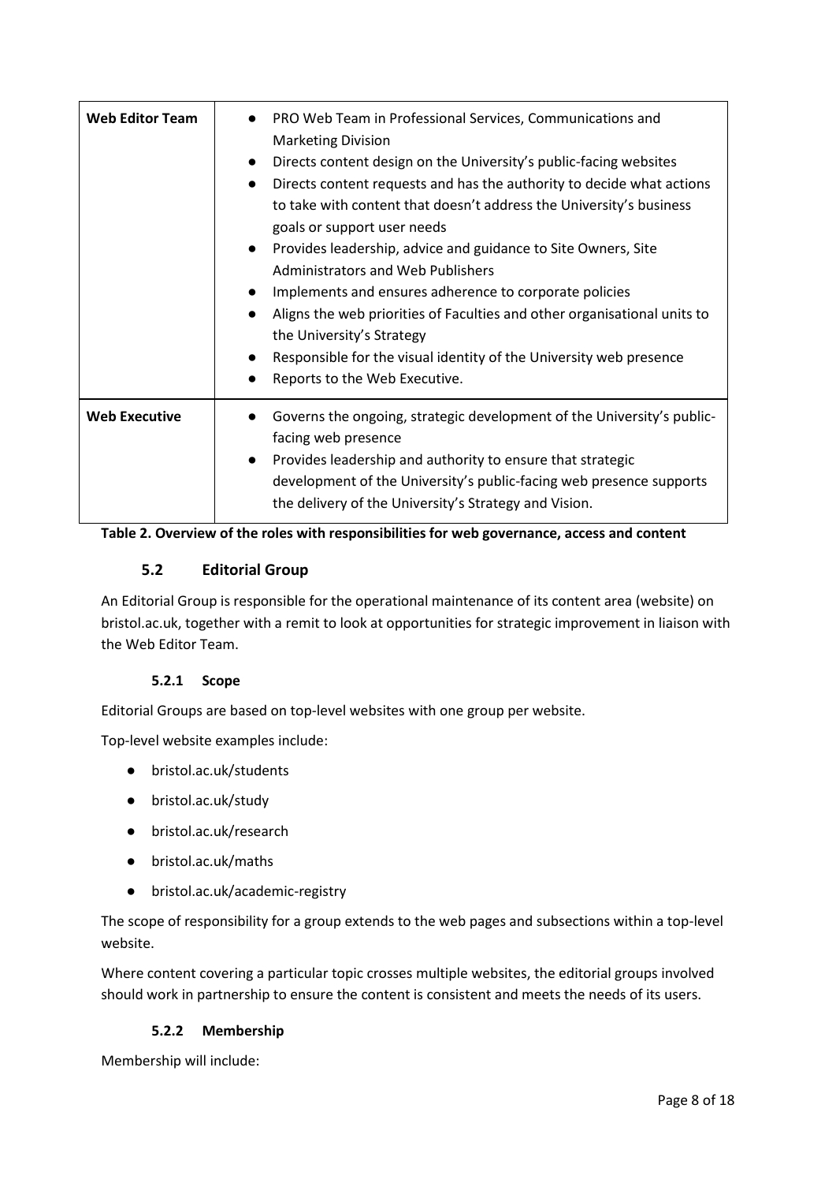| | |
|---|---|
| **Web Editor Team** | ● PRO Web Team in Professional Services, Communications and Marketing Division<br>● Directs content design on the University's public-facing websites<br>● Directs content requests and has the authority to decide what actions to take with content that doesn't address the University's business goals or support user needs<br>● Provides leadership, advice and guidance to Site Owners, Site Administrators and Web Publishers<br>● Implements and ensures adherence to corporate policies<br>● Aligns the web priorities of Faculties and other organisational units to the University's Strategy<br>● Responsible for the visual identity of the University web presence<br>● Reports to the Web Executive. |
| **Web Executive** | ● Governs the ongoing, strategic development of the University's public-facing web presence<br>● Provides leadership and authority to ensure that strategic development of the University's public-facing web presence supports the delivery of the University's Strategy and Vision. |

**Table 2. Overview of the roles with responsibilities for web governance, access and content**

## 5.2 Editorial Group

An Editorial Group is responsible for the operational maintenance of its content area (website) on bristol.ac.uk, together with a remit to look at opportunities for strategic improvement in liaison with the Web Editor Team.

### 5.2.1 Scope

Editorial Groups are based on top-level websites with one group per website.

Top-level website examples include:

- bristol.ac.uk/students
- bristol.ac.uk/study
- bristol.ac.uk/research
- bristol.ac.uk/maths
- bristol.ac.uk/academic-registry

The scope of responsibility for a group extends to the web pages and subsections within a top-level website.

Where content covering a particular topic crosses multiple websites, the editorial groups involved should work in partnership to ensure the content is consistent and meets the needs of its users.

### 5.2.2 Membership

Membership will include: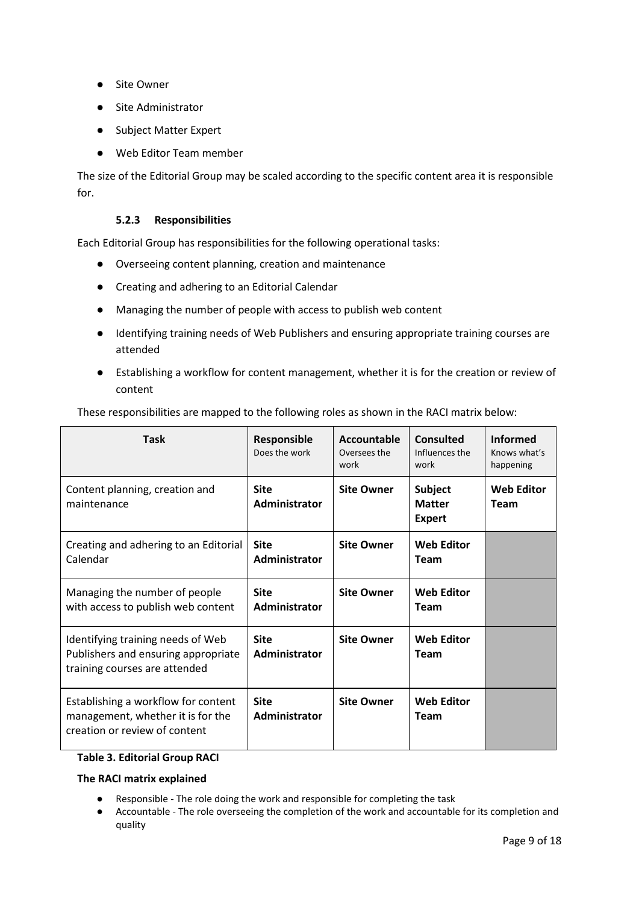- Site Owner
- Site Administrator
- Subject Matter Expert
- Web Editor Team member

The size of the Editorial Group may be scaled according to the specific content area it is responsible for.

#### 5.2.3 Responsibilities

Each Editorial Group has responsibilities for the following operational tasks:

- Overseeing content planning, creation and maintenance
- Creating and adhering to an Editorial Calendar
- Managing the number of people with access to publish web content
- Identifying training needs of Web Publishers and ensuring appropriate training courses are attended
- Establishing a workflow for content management, whether it is for the creation or review of content

These responsibilities are mapped to the following roles as shown in the RACI matrix below:

| Task | **Responsible** Does the work | **Accountable** Oversees the work | **Consulted** Influences the work | **Informed** Knows what's happening |
|---|---|---|---|---|
| Content planning, creation and maintenance | **Site Administrator** | **Site Owner** | **Subject Matter Expert** | **Web Editor Team** |
| Creating and adhering to an Editorial Calendar | **Site Administrator** | **Site Owner** | **Web Editor Team** | |
| Managing the number of people with access to publish web content | **Site Administrator** | **Site Owner** | **Web Editor Team** | |
| Identifying training needs of Web Publishers and ensuring appropriate training courses are attended | **Site Administrator** | **Site Owner** | **Web Editor Team** | |
| Establishing a workflow for content management, whether it is for the creation or review of content | **Site Administrator** | **Site Owner** | **Web Editor Team** | |

**Table 3. Editorial Group RACI**

**The RACI matrix explained**

- Responsible - The role doing the work and responsible for completing the task
- Accountable - The role overseeing the completion of the work and accountable for its completion and quality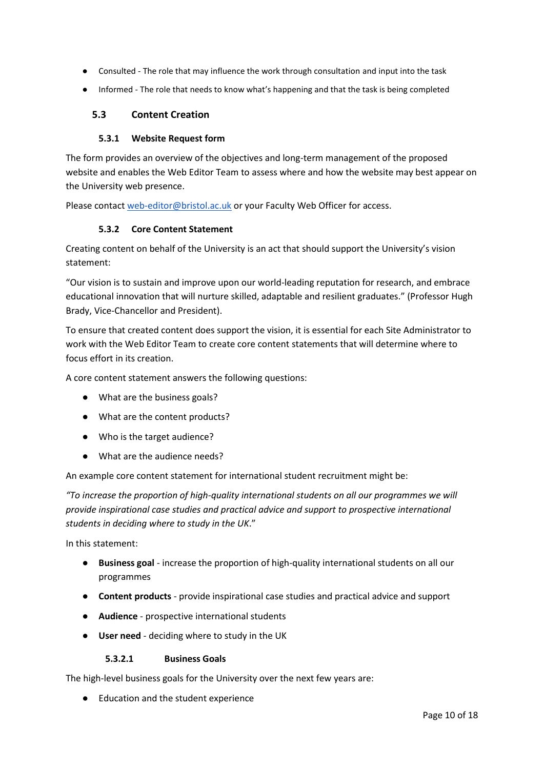- Consulted - The role that may influence the work through consultation and input into the task
- Informed - The role that needs to know what's happening and that the task is being completed

## 5.3 Content Creation

### 5.3.1 Website Request form

The form provides an overview of the objectives and long-term management of the proposed website and enables the Web Editor Team to assess where and how the website may best appear on the University web presence.

Please contact web-editor@bristol.ac.uk or your Faculty Web Officer for access.

### 5.3.2 Core Content Statement

Creating content on behalf of the University is an act that should support the University's vision statement:

"Our vision is to sustain and improve upon our world-leading reputation for research, and embrace educational innovation that will nurture skilled, adaptable and resilient graduates." (Professor Hugh Brady, Vice-Chancellor and President).

To ensure that created content does support the vision, it is essential for each Site Administrator to work with the Web Editor Team to create core content statements that will determine where to focus effort in its creation.

A core content statement answers the following questions:

- What are the business goals?
- What are the content products?
- Who is the target audience?
- What are the audience needs?

An example core content statement for international student recruitment might be:

*"To increase the proportion of high-quality international students on all our programmes we will provide inspirational case studies and practical advice and support to prospective international students in deciding where to study in the UK*."

In this statement:

- **Business goal** - increase the proportion of high-quality international students on all our programmes
- **Content products** - provide inspirational case studies and practical advice and support
- **Audience** - prospective international students
- **User need** - deciding where to study in the UK

#### 5.3.2.1 Business Goals

The high-level business goals for the University over the next few years are:

- Education and the student experience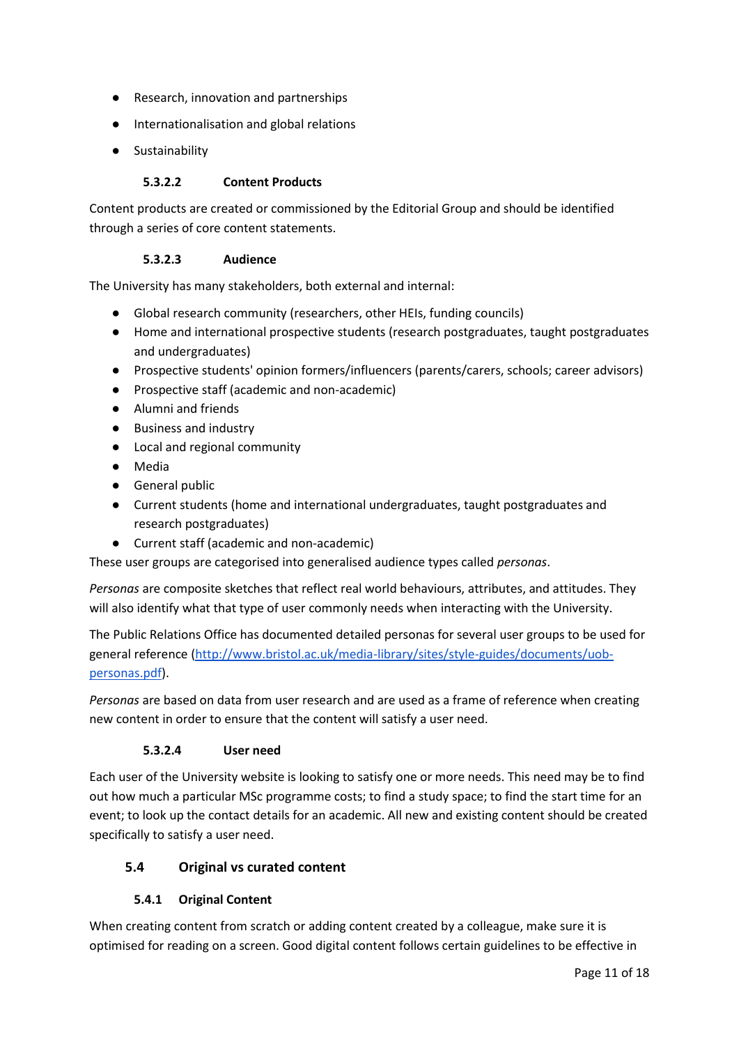- Research, innovation and partnerships
- Internationalisation and global relations
- Sustainability

##### 5.3.2.2 Content Products

Content products are created or commissioned by the Editorial Group and should be identified through a series of core content statements.

##### 5.3.2.3 Audience

The University has many stakeholders, both external and internal:

- Global research community (researchers, other HEIs, funding councils)
- Home and international prospective students (research postgraduates, taught postgraduates and undergraduates)
- Prospective students' opinion formers/influencers (parents/carers, schools; career advisors)
- Prospective staff (academic and non-academic)
- Alumni and friends
- Business and industry
- Local and regional community
- Media
- General public
- Current students (home and international undergraduates, taught postgraduates and research postgraduates)
- Current staff (academic and non-academic)

These user groups are categorised into generalised audience types called *personas*.

*Personas* are composite sketches that reflect real world behaviours, attributes, and attitudes. They will also identify what that type of user commonly needs when interacting with the University.

The Public Relations Office has documented detailed personas for several user groups to be used for general reference ([http://www.bristol.ac.uk/media-library/sites/style-guides/documents/uob-personas.pdf](http://www.bristol.ac.uk/media-library/sites/style-guides/documents/uob-personas.pdf)).

*Personas* are based on data from user research and are used as a frame of reference when creating new content in order to ensure that the content will satisfy a user need.

##### 5.3.2.4 User need

Each user of the University website is looking to satisfy one or more needs. This need may be to find out how much a particular MSc programme costs; to find a study space; to find the start time for an event; to look up the contact details for an academic. All new and existing content should be created specifically to satisfy a user need.

## 5.4 Original vs curated content

### 5.4.1 Original Content

When creating content from scratch or adding content created by a colleague, make sure it is optimised for reading on a screen. Good digital content follows certain guidelines to be effective in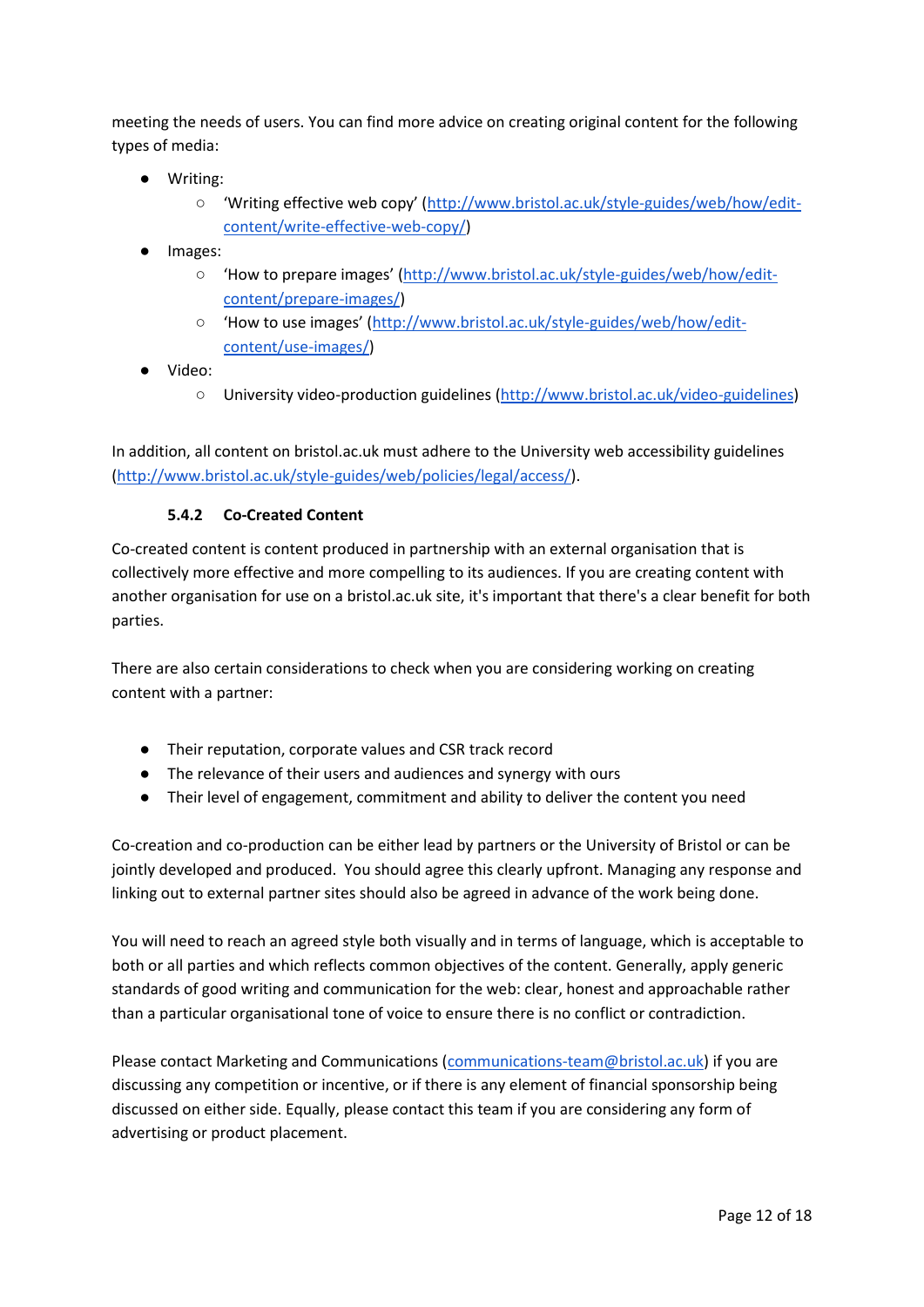meeting the needs of users. You can find more advice on creating original content for the following types of media:

- Writing:
  - 'Writing effective web copy' (http://www.bristol.ac.uk/style-guides/web/how/edit-content/write-effective-web-copy/)
- Images:
  - 'How to prepare images' (http://www.bristol.ac.uk/style-guides/web/how/edit-content/prepare-images/)
  - 'How to use images' (http://www.bristol.ac.uk/style-guides/web/how/edit-content/use-images/)
- Video:
  - University video-production guidelines (http://www.bristol.ac.uk/video-guidelines)

In addition, all content on bristol.ac.uk must adhere to the University web accessibility guidelines (http://www.bristol.ac.uk/style-guides/web/policies/legal/access/).

#### 5.4.2 Co-Created Content

Co-created content is content produced in partnership with an external organisation that is collectively more effective and more compelling to its audiences. If you are creating content with another organisation for use on a bristol.ac.uk site, it's important that there's a clear benefit for both parties.

There are also certain considerations to check when you are considering working on creating content with a partner:

- Their reputation, corporate values and CSR track record
- The relevance of their users and audiences and synergy with ours
- Their level of engagement, commitment and ability to deliver the content you need

Co-creation and co-production can be either lead by partners or the University of Bristol or can be jointly developed and produced. You should agree this clearly upfront. Managing any response and linking out to external partner sites should also be agreed in advance of the work being done.

You will need to reach an agreed style both visually and in terms of language, which is acceptable to both or all parties and which reflects common objectives of the content. Generally, apply generic standards of good writing and communication for the web: clear, honest and approachable rather than a particular organisational tone of voice to ensure there is no conflict or contradiction.

Please contact Marketing and Communications (communications-team@bristol.ac.uk) if you are discussing any competition or incentive, or if there is any element of financial sponsorship being discussed on either side. Equally, please contact this team if you are considering any form of advertising or product placement.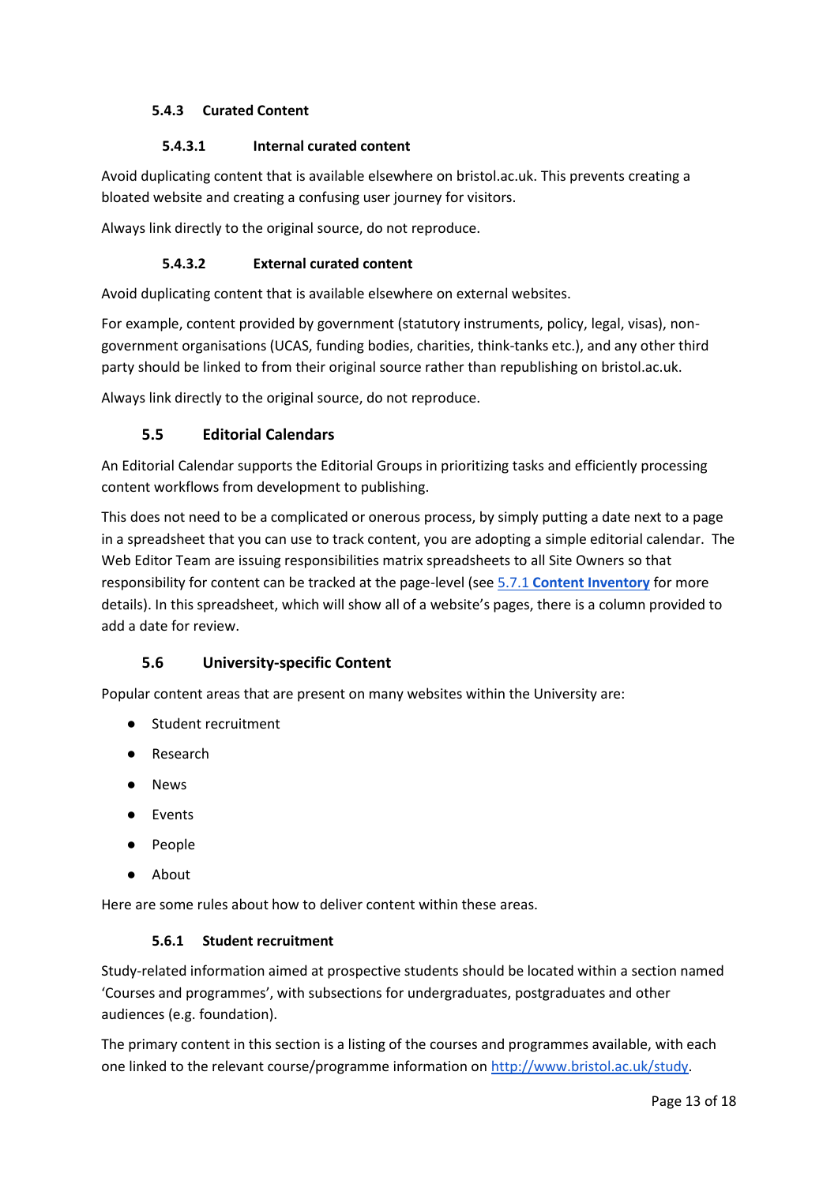#### 5.4.3 Curated Content

##### 5.4.3.1 Internal curated content

Avoid duplicating content that is available elsewhere on bristol.ac.uk. This prevents creating a bloated website and creating a confusing user journey for visitors.

Always link directly to the original source, do not reproduce.

##### 5.4.3.2 External curated content

Avoid duplicating content that is available elsewhere on external websites.

For example, content provided by government (statutory instruments, policy, legal, visas), non-government organisations (UCAS, funding bodies, charities, think-tanks etc.), and any other third party should be linked to from their original source rather than republishing on bristol.ac.uk.

Always link directly to the original source, do not reproduce.

### 5.5 Editorial Calendars

An Editorial Calendar supports the Editorial Groups in prioritizing tasks and efficiently processing content workflows from development to publishing.

This does not need to be a complicated or onerous process, by simply putting a date next to a page in a spreadsheet that you can use to track content, you are adopting a simple editorial calendar. The Web Editor Team are issuing responsibilities matrix spreadsheets to all Site Owners so that responsibility for content can be tracked at the page-level (see 5.7.1 **Content Inventory** for more details). In this spreadsheet, which will show all of a website's pages, there is a column provided to add a date for review.

### 5.6 University-specific Content

Popular content areas that are present on many websites within the University are:

- Student recruitment
- Research
- News
- Events
- People
- About

Here are some rules about how to deliver content within these areas.

#### 5.6.1 Student recruitment

Study-related information aimed at prospective students should be located within a section named 'Courses and programmes', with subsections for undergraduates, postgraduates and other audiences (e.g. foundation).

The primary content in this section is a listing of the courses and programmes available, with each one linked to the relevant course/programme information on http://www.bristol.ac.uk/study.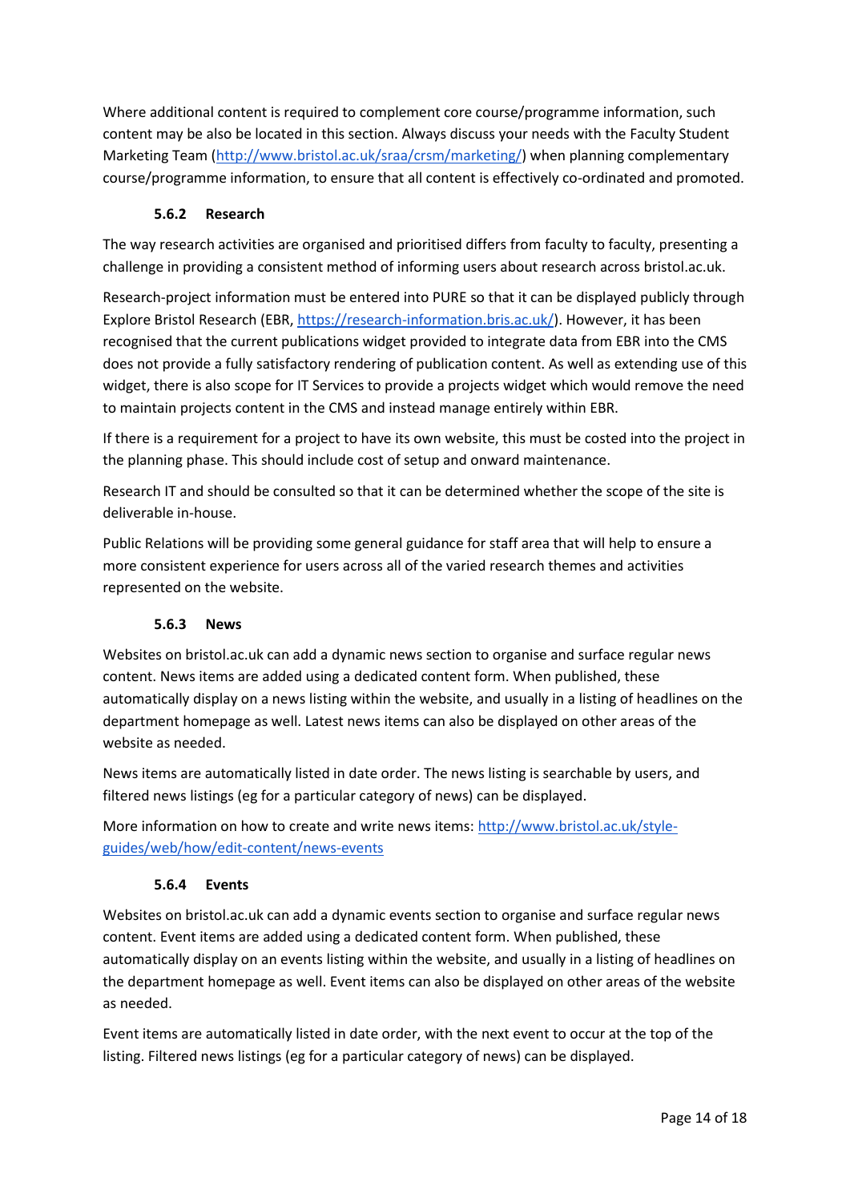Where additional content is required to complement core course/programme information, such content may be also be located in this section. Always discuss your needs with the Faculty Student Marketing Team (http://www.bristol.ac.uk/sraa/crsm/marketing/) when planning complementary course/programme information, to ensure that all content is effectively co-ordinated and promoted.

#### 5.6.2 Research

The way research activities are organised and prioritised differs from faculty to faculty, presenting a challenge in providing a consistent method of informing users about research across bristol.ac.uk.

Research-project information must be entered into PURE so that it can be displayed publicly through Explore Bristol Research (EBR, https://research-information.bris.ac.uk/). However, it has been recognised that the current publications widget provided to integrate data from EBR into the CMS does not provide a fully satisfactory rendering of publication content. As well as extending use of this widget, there is also scope for IT Services to provide a projects widget which would remove the need to maintain projects content in the CMS and instead manage entirely within EBR.

If there is a requirement for a project to have its own website, this must be costed into the project in the planning phase. This should include cost of setup and onward maintenance.

Research IT and should be consulted so that it can be determined whether the scope of the site is deliverable in-house.

Public Relations will be providing some general guidance for staff area that will help to ensure a more consistent experience for users across all of the varied research themes and activities represented on the website.

#### 5.6.3 News

Websites on bristol.ac.uk can add a dynamic news section to organise and surface regular news content. News items are added using a dedicated content form. When published, these automatically display on a news listing within the website, and usually in a listing of headlines on the department homepage as well. Latest news items can also be displayed on other areas of the website as needed.

News items are automatically listed in date order. The news listing is searchable by users, and filtered news listings (eg for a particular category of news) can be displayed.

More information on how to create and write news items: http://www.bristol.ac.uk/style-guides/web/how/edit-content/news-events

#### 5.6.4 Events

Websites on bristol.ac.uk can add a dynamic events section to organise and surface regular news content. Event items are added using a dedicated content form. When published, these automatically display on an events listing within the website, and usually in a listing of headlines on the department homepage as well. Event items can also be displayed on other areas of the website as needed.

Event items are automatically listed in date order, with the next event to occur at the top of the listing. Filtered news listings (eg for a particular category of news) can be displayed.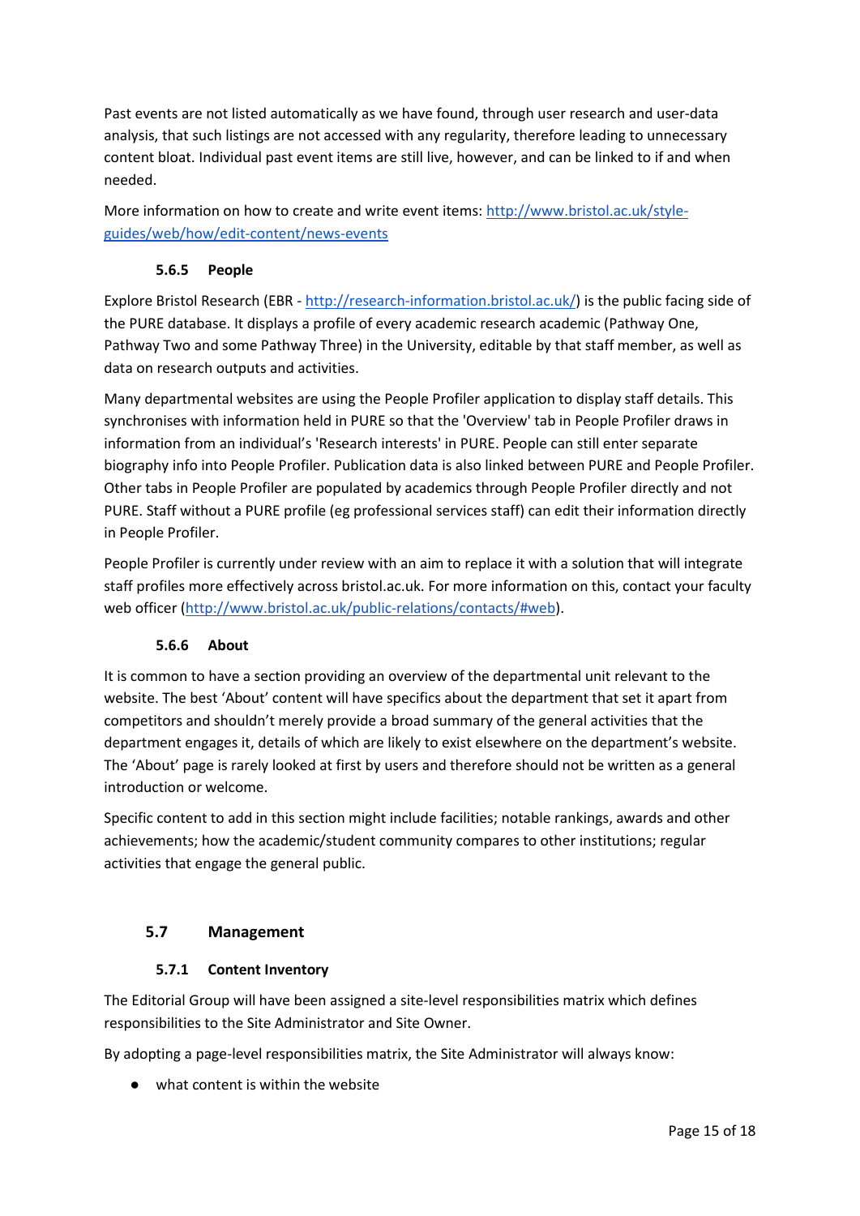Past events are not listed automatically as we have found, through user research and user-data analysis, that such listings are not accessed with any regularity, therefore leading to unnecessary content bloat. Individual past event items are still live, however, and can be linked to if and when needed.

More information on how to create and write event items: [http://www.bristol.ac.uk/style-guides/web/how/edit-content/news-events](http://www.bristol.ac.uk/style-guides/web/how/edit-content/news-events)

#### 5.6.5 People

Explore Bristol Research (EBR - [http://research-information.bristol.ac.uk/](http://research-information.bristol.ac.uk/)) is the public facing side of the PURE database. It displays a profile of every academic research academic (Pathway One, Pathway Two and some Pathway Three) in the University, editable by that staff member, as well as data on research outputs and activities.

Many departmental websites are using the People Profiler application to display staff details. This synchronises with information held in PURE so that the 'Overview' tab in People Profiler draws in information from an individual's 'Research interests' in PURE. People can still enter separate biography info into People Profiler. Publication data is also linked between PURE and People Profiler. Other tabs in People Profiler are populated by academics through People Profiler directly and not PURE. Staff without a PURE profile (eg professional services staff) can edit their information directly in People Profiler.

People Profiler is currently under review with an aim to replace it with a solution that will integrate staff profiles more effectively across bristol.ac.uk. For more information on this, contact your faculty web officer ([http://www.bristol.ac.uk/public-relations/contacts/#web](http://www.bristol.ac.uk/public-relations/contacts/#web)).

#### 5.6.6 About

It is common to have a section providing an overview of the departmental unit relevant to the website. The best 'About' content will have specifics about the department that set it apart from competitors and shouldn't merely provide a broad summary of the general activities that the department engages it, details of which are likely to exist elsewhere on the department's website. The 'About' page is rarely looked at first by users and therefore should not be written as a general introduction or welcome.

Specific content to add in this section might include facilities; notable rankings, awards and other achievements; how the academic/student community compares to other institutions; regular activities that engage the general public.

### 5.7 Management

#### 5.7.1 Content Inventory

The Editorial Group will have been assigned a site-level responsibilities matrix which defines responsibilities to the Site Administrator and Site Owner.

By adopting a page-level responsibilities matrix, the Site Administrator will always know:

- what content is within the website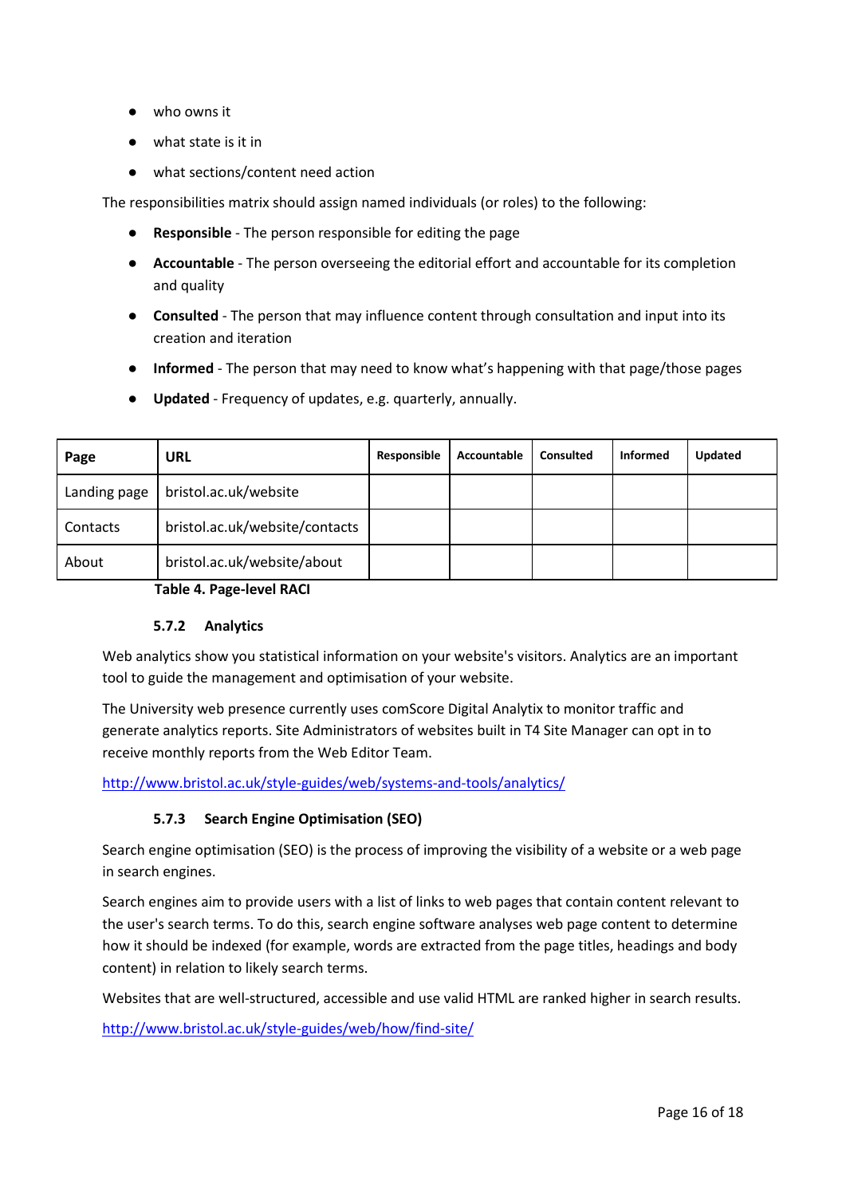- who owns it
- what state is it in
- what sections/content need action

The responsibilities matrix should assign named individuals (or roles) to the following:

- **Responsible** - The person responsible for editing the page
- **Accountable** - The person overseeing the editorial effort and accountable for its completion and quality
- **Consulted** - The person that may influence content through consultation and input into its creation and iteration
- **Informed** - The person that may need to know what's happening with that page/those pages
- **Updated** - Frequency of updates, e.g. quarterly, annually.

| Page | URL | Responsible | Accountable | Consulted | Informed | Updated |
|---|---|---|---|---|---|---|
| Landing page | bristol.ac.uk/website | | | | | |
| Contacts | bristol.ac.uk/website/contacts | | | | | |
| About | bristol.ac.uk/website/about | | | | | |

**Table 4. Page-level RACI**

#### 5.7.2 Analytics

Web analytics show you statistical information on your website's visitors. Analytics are an important tool to guide the management and optimisation of your website.

The University web presence currently uses comScore Digital Analytix to monitor traffic and generate analytics reports. Site Administrators of websites built in T4 Site Manager can opt in to receive monthly reports from the Web Editor Team.

http://www.bristol.ac.uk/style-guides/web/systems-and-tools/analytics/

#### 5.7.3 Search Engine Optimisation (SEO)

Search engine optimisation (SEO) is the process of improving the visibility of a website or a web page in search engines.

Search engines aim to provide users with a list of links to web pages that contain content relevant to the user's search terms. To do this, search engine software analyses web page content to determine how it should be indexed (for example, words are extracted from the page titles, headings and body content) in relation to likely search terms.

Websites that are well-structured, accessible and use valid HTML are ranked higher in search results.

http://www.bristol.ac.uk/style-guides/web/how/find-site/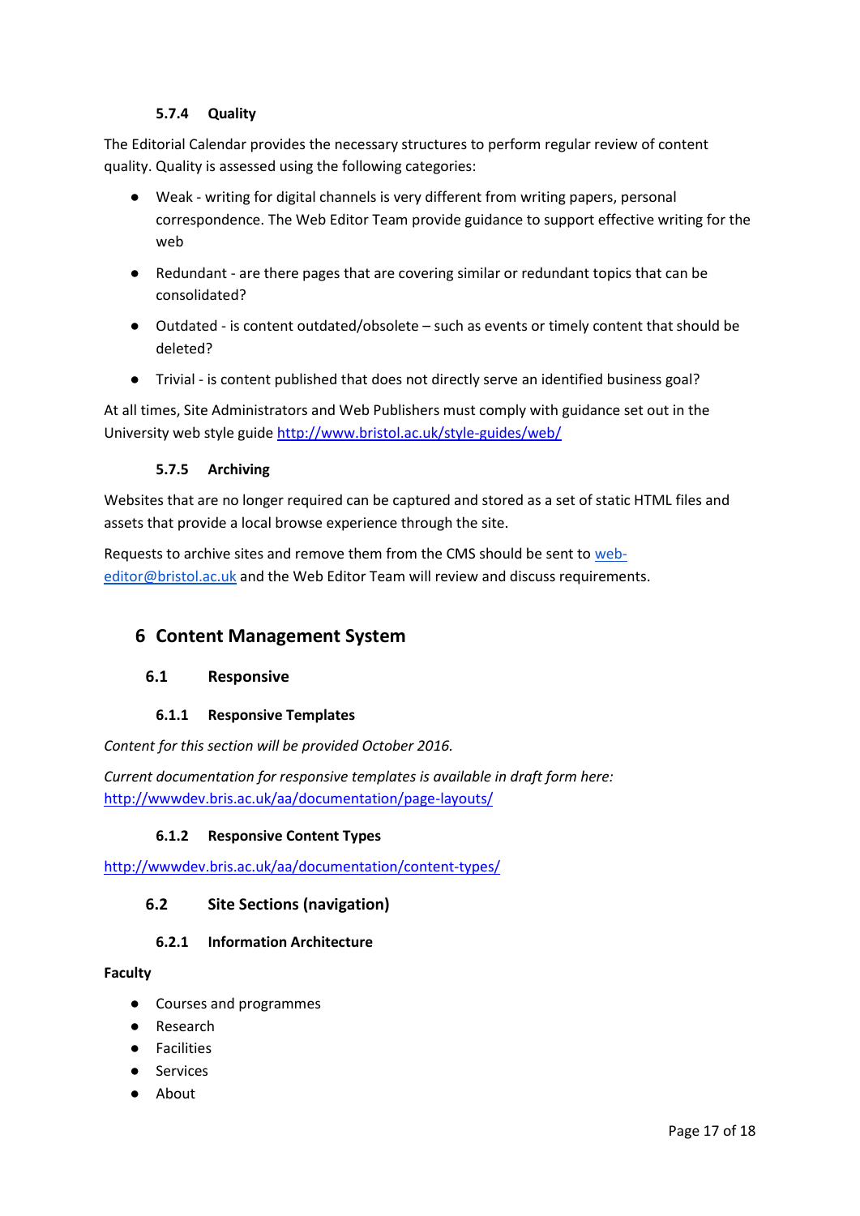#### 5.7.4 Quality

The Editorial Calendar provides the necessary structures to perform regular review of content quality. Quality is assessed using the following categories:

- Weak - writing for digital channels is very different from writing papers, personal correspondence. The Web Editor Team provide guidance to support effective writing for the web
- Redundant - are there pages that are covering similar or redundant topics that can be consolidated?
- Outdated - is content outdated/obsolete – such as events or timely content that should be deleted?
- Trivial - is content published that does not directly serve an identified business goal?

At all times, Site Administrators and Web Publishers must comply with guidance set out in the University web style guide http://www.bristol.ac.uk/style-guides/web/

#### 5.7.5 Archiving

Websites that are no longer required can be captured and stored as a set of static HTML files and assets that provide a local browse experience through the site.

Requests to archive sites and remove them from the CMS should be sent to web-editor@bristol.ac.uk and the Web Editor Team will review and discuss requirements.

# 6 Content Management System

## 6.1 Responsive

### 6.1.1 Responsive Templates

*Content for this section will be provided October 2016.*

*Current documentation for responsive templates is available in draft form here:* http://wwwdev.bris.ac.uk/aa/documentation/page-layouts/

### 6.1.2 Responsive Content Types

http://wwwdev.bris.ac.uk/aa/documentation/content-types/

## 6.2 Site Sections (navigation)

### 6.2.1 Information Architecture

**Faculty**

- Courses and programmes
- Research
- Facilities
- Services
- About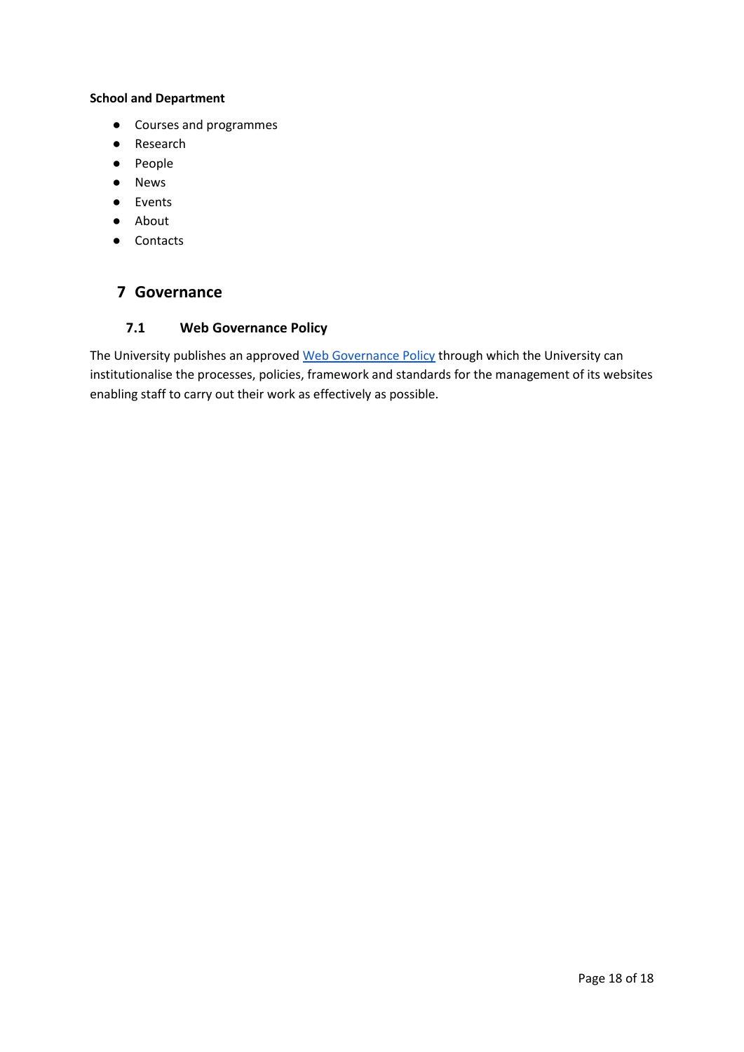**School and Department**

- Courses and programmes
- Research
- People
- News
- Events
- About
- Contacts

# 7 Governance

## 7.1 Web Governance Policy

The University publishes an approved Web Governance Policy through which the University can institutionalise the processes, policies, framework and standards for the management of its websites enabling staff to carry out their work as effectively as possible.